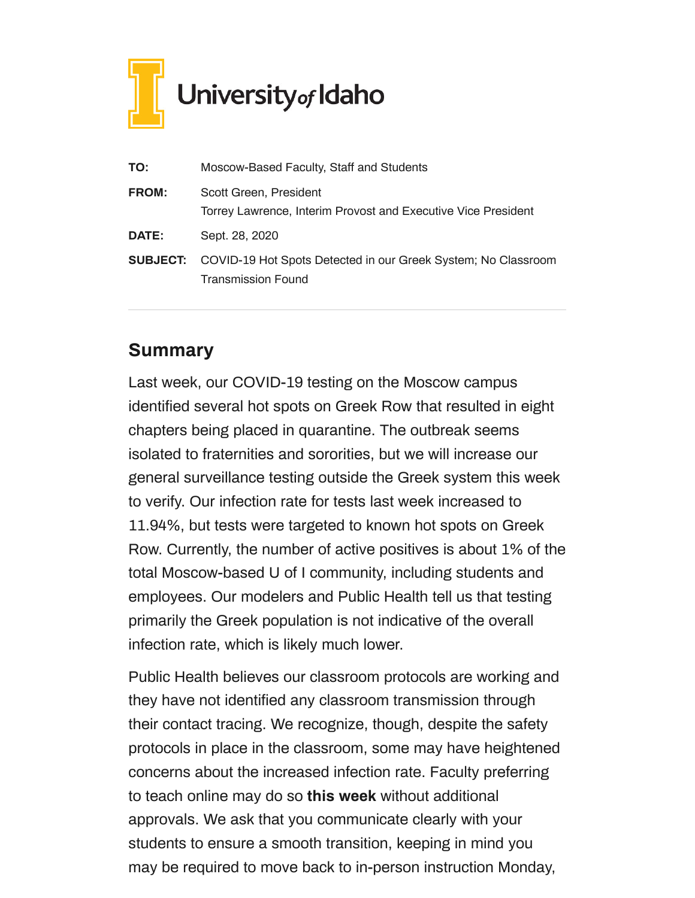University of Idaho

| | |
|---|---|
| **TO:** | Moscow-Based Faculty, Staff and Students |
| **FROM:** | Scott Green, President<br>Torrey Lawrence, Interim Provost and Executive Vice President |
| **DATE:** | Sept. 28, 2020 |
| **SUBJECT:** | COVID-19 Hot Spots Detected in our Greek System; No Classroom Transmission Found |

---

## Summary

Last week, our COVID-19 testing on the Moscow campus identified several hot spots on Greek Row that resulted in eight chapters being placed in quarantine. The outbreak seems isolated to fraternities and sororities, but we will increase our general surveillance testing outside the Greek system this week to verify. Our infection rate for tests last week increased to 11.94%, but tests were targeted to known hot spots on Greek Row. Currently, the number of active positives is about 1% of the total Moscow-based U of I community, including students and employees. Our modelers and Public Health tell us that testing primarily the Greek population is not indicative of the overall infection rate, which is likely much lower.

Public Health believes our classroom protocols are working and they have not identified any classroom transmission through their contact tracing. We recognize, though, despite the safety protocols in place in the classroom, some may have heightened concerns about the increased infection rate. Faculty preferring to teach online may do so **this week** without additional approvals. We ask that you communicate clearly with your students to ensure a smooth transition, keeping in mind you may be required to move back to in-person instruction Monday,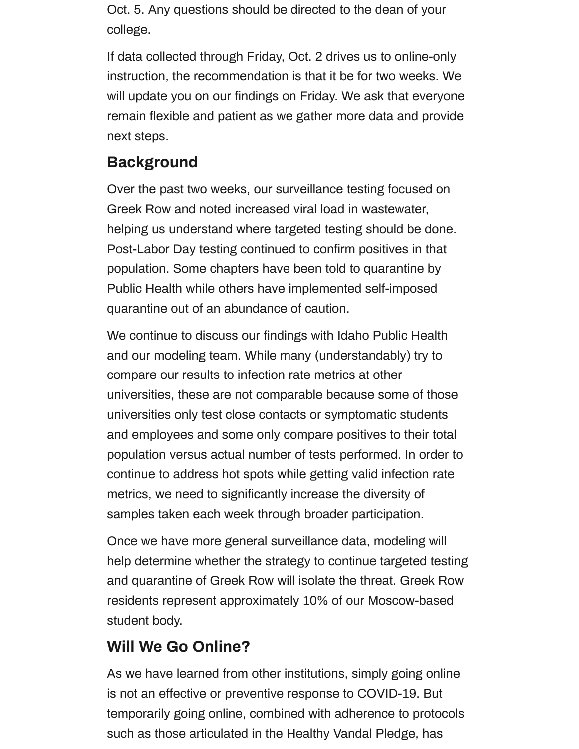Oct. 5. Any questions should be directed to the dean of your college.

If data collected through Friday, Oct. 2 drives us to online-only instruction, the recommendation is that it be for two weeks. We will update you on our findings on Friday. We ask that everyone remain flexible and patient as we gather more data and provide next steps.

## Background

Over the past two weeks, our surveillance testing focused on Greek Row and noted increased viral load in wastewater, helping us understand where targeted testing should be done. Post-Labor Day testing continued to confirm positives in that population. Some chapters have been told to quarantine by Public Health while others have implemented self-imposed quarantine out of an abundance of caution.

We continue to discuss our findings with Idaho Public Health and our modeling team. While many (understandably) try to compare our results to infection rate metrics at other universities, these are not comparable because some of those universities only test close contacts or symptomatic students and employees and some only compare positives to their total population versus actual number of tests performed. In order to continue to address hot spots while getting valid infection rate metrics, we need to significantly increase the diversity of samples taken each week through broader participation.

Once we have more general surveillance data, modeling will help determine whether the strategy to continue targeted testing and quarantine of Greek Row will isolate the threat. Greek Row residents represent approximately 10% of our Moscow-based student body.

## Will We Go Online?

As we have learned from other institutions, simply going online is not an effective or preventive response to COVID-19. But temporarily going online, combined with adherence to protocols such as those articulated in the Healthy Vandal Pledge, has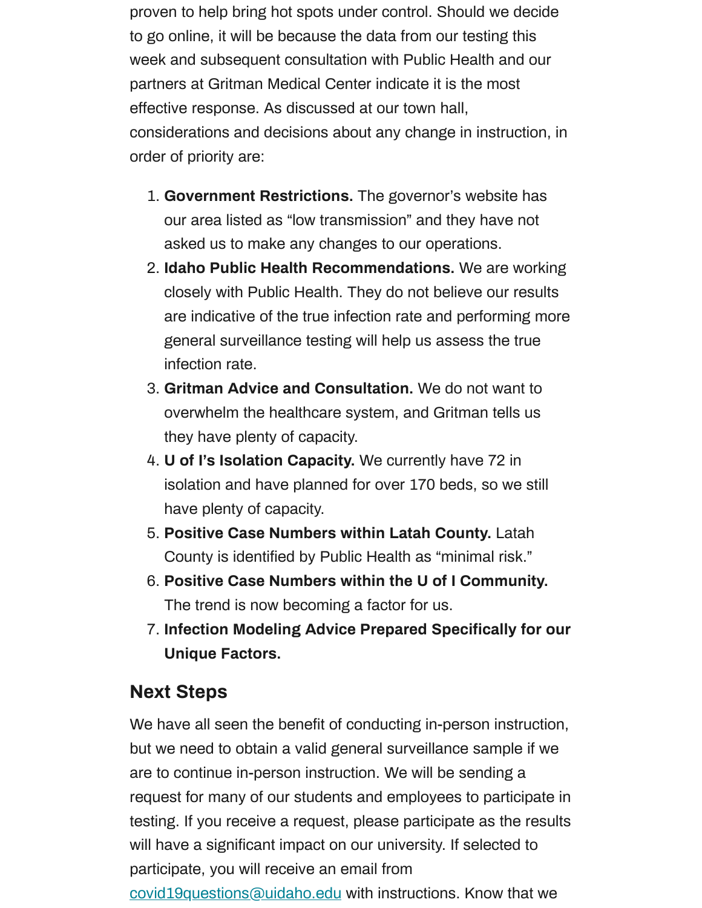proven to help bring hot spots under control. Should we decide to go online, it will be because the data from our testing this week and subsequent consultation with Public Health and our partners at Gritman Medical Center indicate it is the most effective response. As discussed at our town hall, considerations and decisions about any change in instruction, in order of priority are:

1. **Government Restrictions.** The governor's website has our area listed as "low transmission" and they have not asked us to make any changes to our operations.
2. **Idaho Public Health Recommendations.** We are working closely with Public Health. They do not believe our results are indicative of the true infection rate and performing more general surveillance testing will help us assess the true infection rate.
3. **Gritman Advice and Consultation.** We do not want to overwhelm the healthcare system, and Gritman tells us they have plenty of capacity.
4. **U of I's Isolation Capacity.** We currently have 72 in isolation and have planned for over 170 beds, so we still have plenty of capacity.
5. **Positive Case Numbers within Latah County.** Latah County is identified by Public Health as "minimal risk."
6. **Positive Case Numbers within the U of I Community.** The trend is now becoming a factor for us.
7. **Infection Modeling Advice Prepared Specifically for our Unique Factors.**

## Next Steps

We have all seen the benefit of conducting in-person instruction, but we need to obtain a valid general surveillance sample if we are to continue in-person instruction. We will be sending a request for many of our students and employees to participate in testing. If you receive a request, please participate as the results will have a significant impact on our university. If selected to participate, you will receive an email from [covid19questions@uidaho.edu](mailto:covid19questions@uidaho.edu) with instructions. Know that we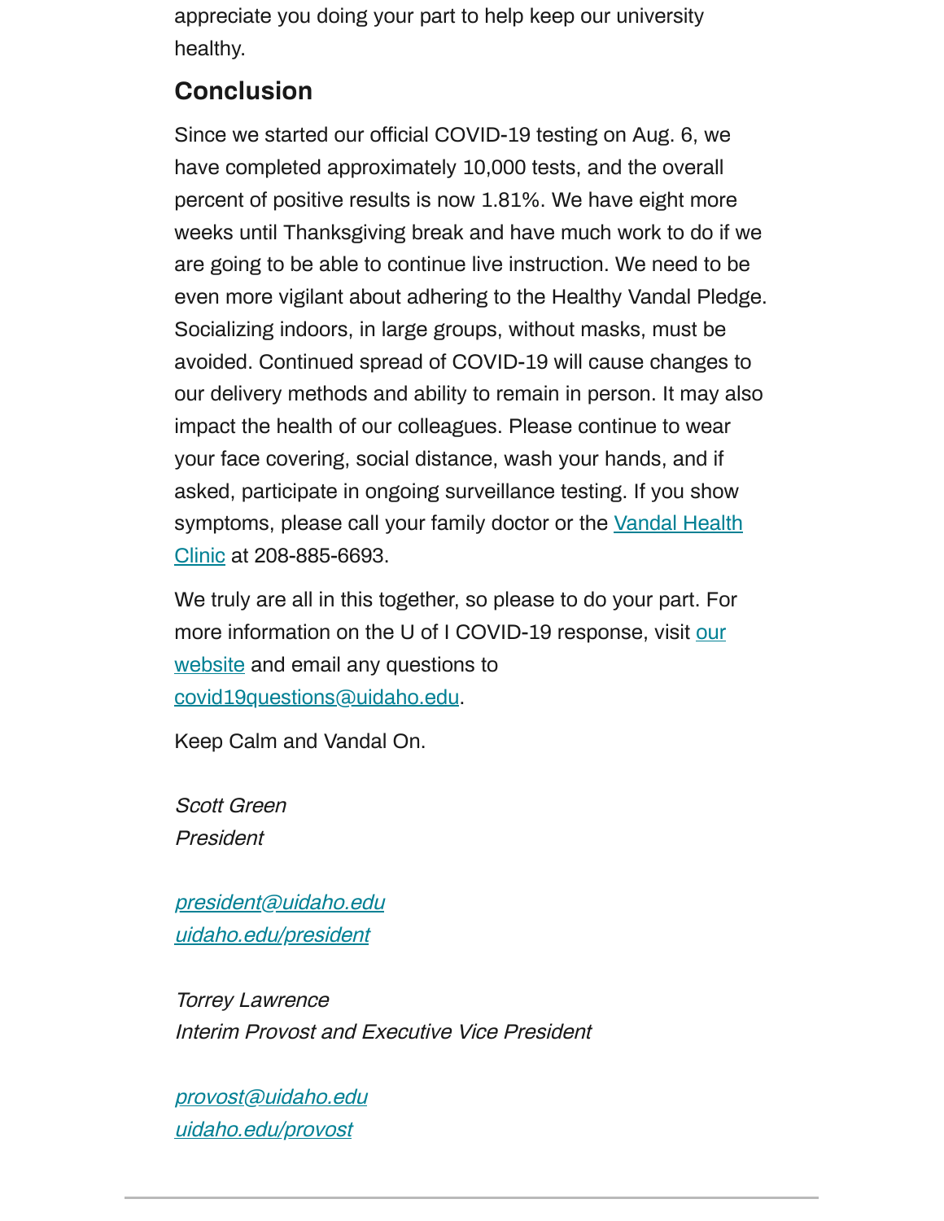appreciate you doing your part to help keep our university healthy.

## Conclusion

Since we started our official COVID-19 testing on Aug. 6, we have completed approximately 10,000 tests, and the overall percent of positive results is now 1.81%. We have eight more weeks until Thanksgiving break and have much work to do if we are going to be able to continue live instruction. We need to be even more vigilant about adhering to the Healthy Vandal Pledge. Socializing indoors, in large groups, without masks, must be avoided. Continued spread of COVID-19 will cause changes to our delivery methods and ability to remain in person. It may also impact the health of our colleagues. Please continue to wear your face covering, social distance, wash your hands, and if asked, participate in ongoing surveillance testing. If you show symptoms, please call your family doctor or the Vandal Health Clinic at 208-885-6693.

We truly are all in this together, so please to do your part. For more information on the U of I COVID-19 response, visit our website and email any questions to covid19questions@uidaho.edu.

Keep Calm and Vandal On.

*Scott Green*
*President*

*president@uidaho.edu*
*uidaho.edu/president*

*Torrey Lawrence*
*Interim Provost and Executive Vice President*

*provost@uidaho.edu*
*uidaho.edu/provost*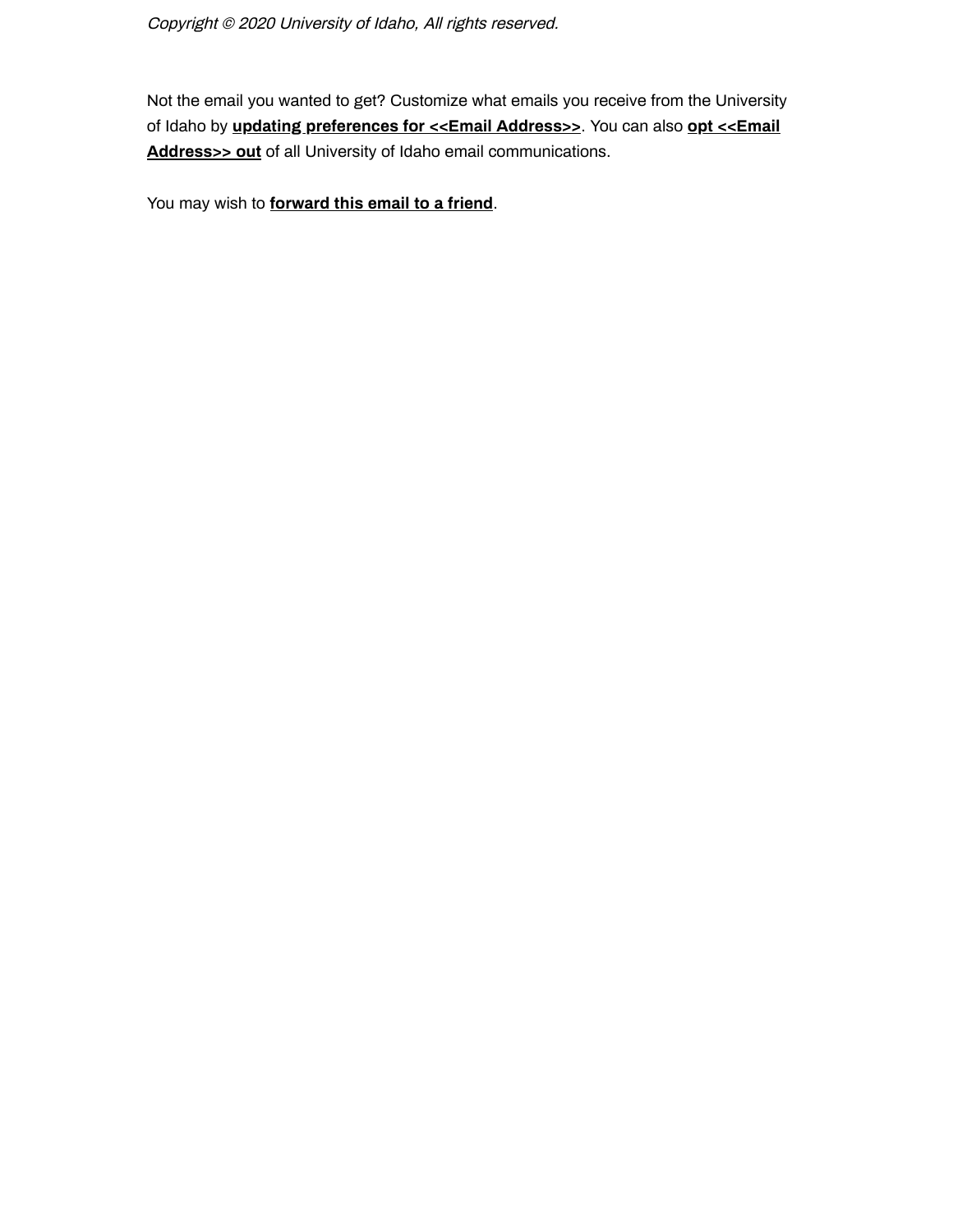*Copyright © 2020 University of Idaho, All rights reserved.*

Not the email you wanted to get? Customize what emails you receive from the University of Idaho by **updating preferences for <<Email Address>>**. You can also **opt <<Email Address>> out** of all University of Idaho email communications.

You may wish to **forward this email to a friend**.